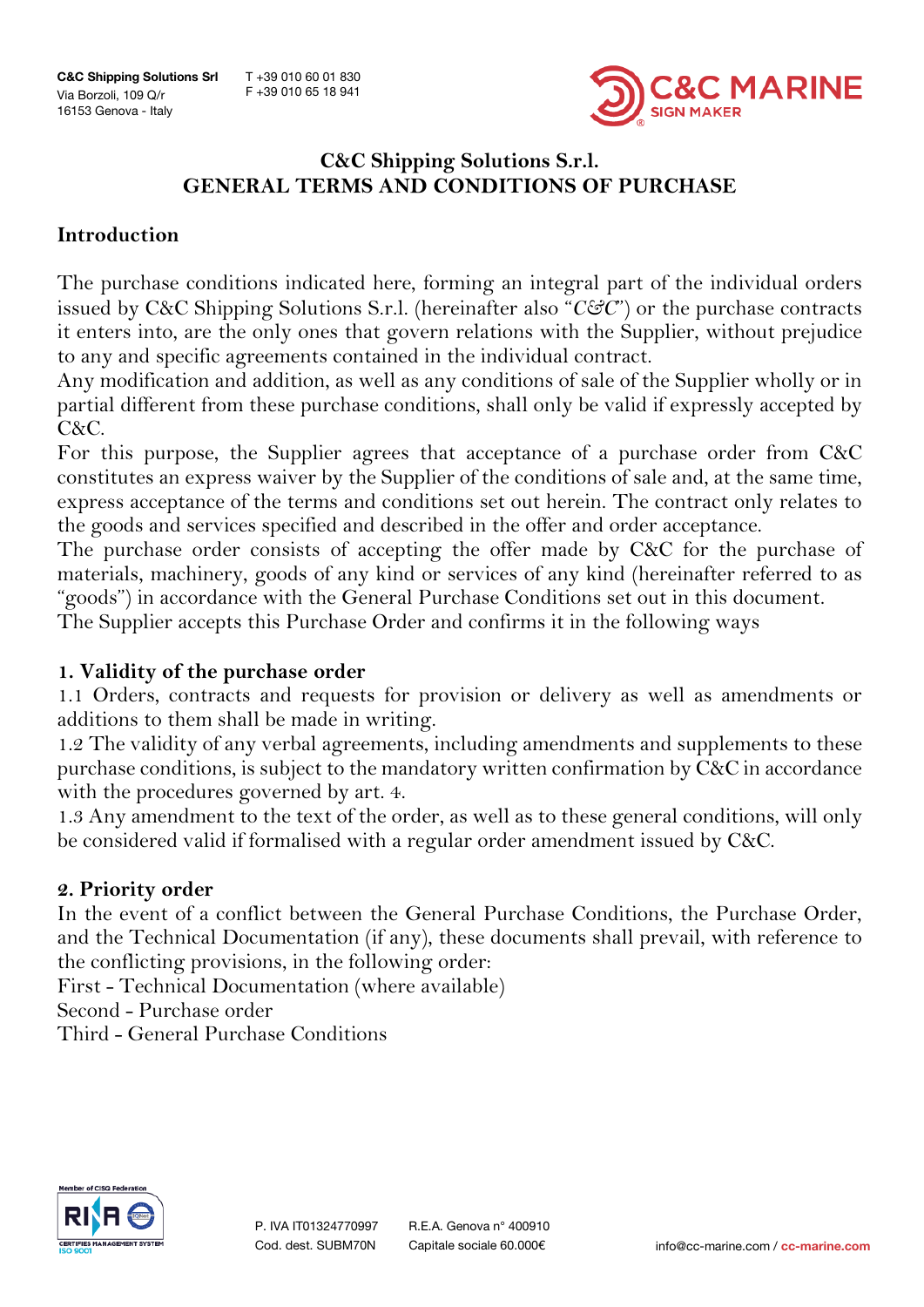# C&C Shipping Solutions S.r.l.
# GENERAL TERMS AND CONDITIONS OF PURCHASE

## Introduction

The purchase conditions indicated here, forming an integral part of the individual orders issued by C&C Shipping Solutions S.r.l. (hereinafter also "*C&C*") or the purchase contracts it enters into, are the only ones that govern relations with the Supplier, without prejudice to any and specific agreements contained in the individual contract.

Any modification and addition, as well as any conditions of sale of the Supplier wholly or in partial different from these purchase conditions, shall only be valid if expressly accepted by C&C.

For this purpose, the Supplier agrees that acceptance of a purchase order from C&C constitutes an express waiver by the Supplier of the conditions of sale and, at the same time, express acceptance of the terms and conditions set out herein. The contract only relates to the goods and services specified and described in the offer and order acceptance.

The purchase order consists of accepting the offer made by C&C for the purchase of materials, machinery, goods of any kind or services of any kind (hereinafter referred to as "goods") in accordance with the General Purchase Conditions set out in this document.

The Supplier accepts this Purchase Order and confirms it in the following ways

## 1. Validity of the purchase order

1.1 Orders, contracts and requests for provision or delivery as well as amendments or additions to them shall be made in writing.

1.2 The validity of any verbal agreements, including amendments and supplements to these purchase conditions, is subject to the mandatory written confirmation by C&C in accordance with the procedures governed by art. 4.

1.3 Any amendment to the text of the order, as well as to these general conditions, will only be considered valid if formalised with a regular order amendment issued by C&C.

## 2. Priority order

In the event of a conflict between the General Purchase Conditions, the Purchase Order, and the Technical Documentation (if any), these documents shall prevail, with reference to the conflicting provisions, in the following order:

First - Technical Documentation (where available)

Second - Purchase order

Third - General Purchase Conditions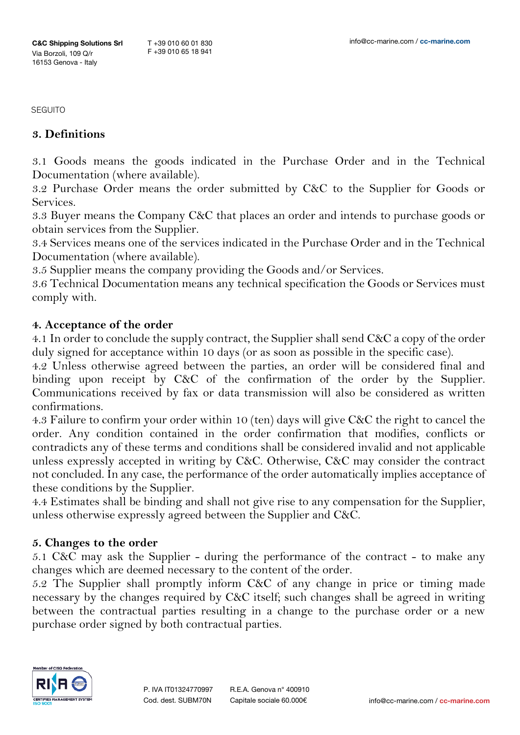SEGUITO

## 3. Definitions

3.1 Goods means the goods indicated in the Purchase Order and in the Technical Documentation (where available).
3.2 Purchase Order means the order submitted by C&C to the Supplier for Goods or Services.
3.3 Buyer means the Company C&C that places an order and intends to purchase goods or obtain services from the Supplier.
3.4 Services means one of the services indicated in the Purchase Order and in the Technical Documentation (where available).
3.5 Supplier means the company providing the Goods and/or Services.
3.6 Technical Documentation means any technical specification the Goods or Services must comply with.

## 4. Acceptance of the order

4.1 In order to conclude the supply contract, the Supplier shall send C&C a copy of the order duly signed for acceptance within 10 days (or as soon as possible in the specific case).
4.2 Unless otherwise agreed between the parties, an order will be considered final and binding upon receipt by C&C of the confirmation of the order by the Supplier. Communications received by fax or data transmission will also be considered as written confirmations.
4.3 Failure to confirm your order within 10 (ten) days will give C&C the right to cancel the order. Any condition contained in the order confirmation that modifies, conflicts or contradicts any of these terms and conditions shall be considered invalid and not applicable unless expressly accepted in writing by C&C. Otherwise, C&C may consider the contract not concluded. In any case, the performance of the order automatically implies acceptance of these conditions by the Supplier.
4.4 Estimates shall be binding and shall not give rise to any compensation for the Supplier, unless otherwise expressly agreed between the Supplier and C&C.

## 5. Changes to the order

5.1 C&C may ask the Supplier - during the performance of the contract - to make any changes which are deemed necessary to the content of the order.
5.2 The Supplier shall promptly inform C&C of any change in price or timing made necessary by the changes required by C&C itself; such changes shall be agreed in writing between the contractual parties resulting in a change to the purchase order or a new purchase order signed by both contractual parties.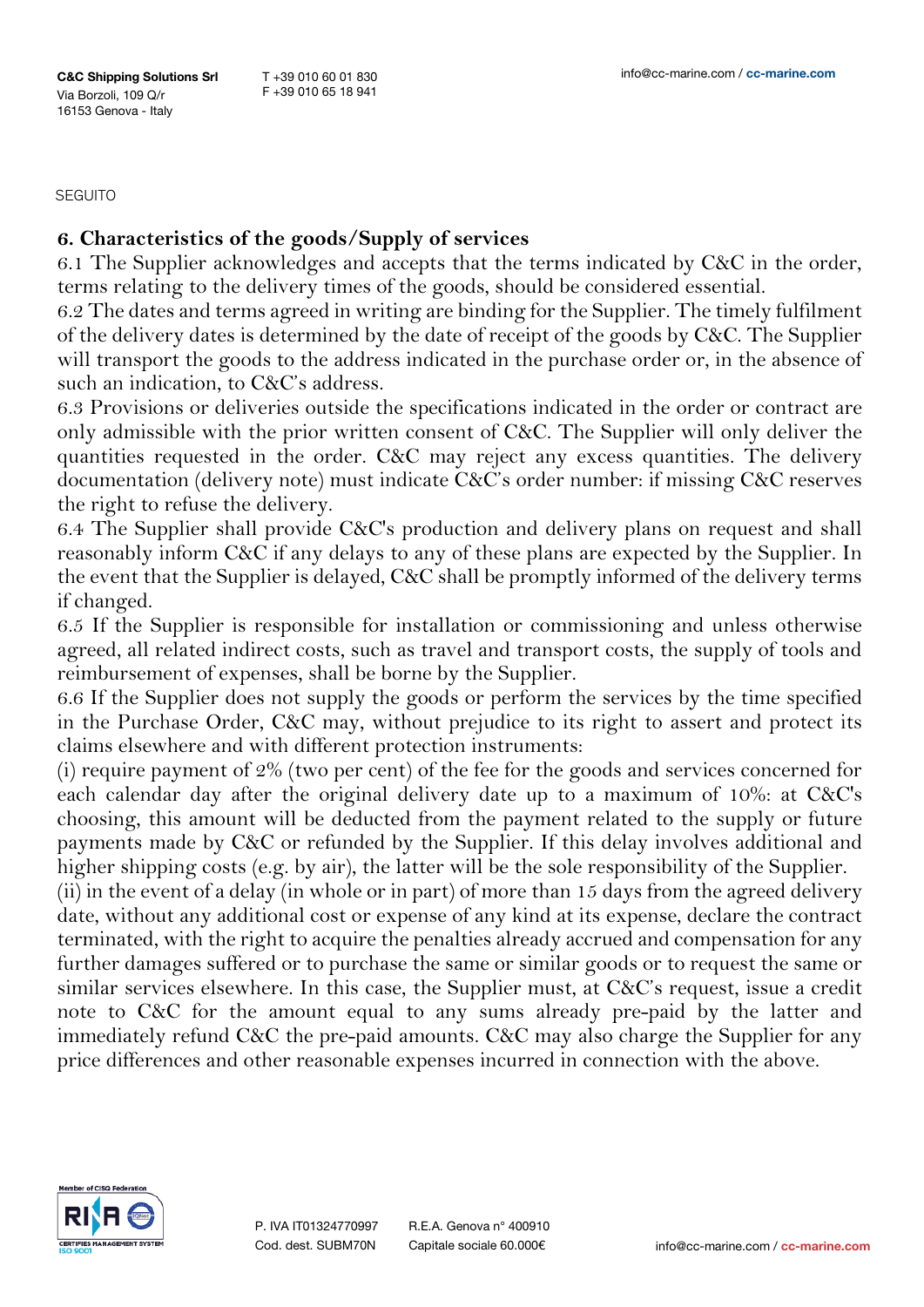SEGUITO

## 6. Characteristics of the goods/Supply of services

6.1 The Supplier acknowledges and accepts that the terms indicated by C&C in the order, terms relating to the delivery times of the goods, should be considered essential.

6.2 The dates and terms agreed in writing are binding for the Supplier. The timely fulfilment of the delivery dates is determined by the date of receipt of the goods by C&C. The Supplier will transport the goods to the address indicated in the purchase order or, in the absence of such an indication, to C&C's address.

6.3 Provisions or deliveries outside the specifications indicated in the order or contract are only admissible with the prior written consent of C&C. The Supplier will only deliver the quantities requested in the order. C&C may reject any excess quantities. The delivery documentation (delivery note) must indicate C&C's order number: if missing C&C reserves the right to refuse the delivery.

6.4 The Supplier shall provide C&C's production and delivery plans on request and shall reasonably inform C&C if any delays to any of these plans are expected by the Supplier. In the event that the Supplier is delayed, C&C shall be promptly informed of the delivery terms if changed.

6.5 If the Supplier is responsible for installation or commissioning and unless otherwise agreed, all related indirect costs, such as travel and transport costs, the supply of tools and reimbursement of expenses, shall be borne by the Supplier.

6.6 If the Supplier does not supply the goods or perform the services by the time specified in the Purchase Order, C&C may, without prejudice to its right to assert and protect its claims elsewhere and with different protection instruments:

(i) require payment of 2% (two per cent) of the fee for the goods and services concerned for each calendar day after the original delivery date up to a maximum of 10%: at C&C's choosing, this amount will be deducted from the payment related to the supply or future payments made by C&C or refunded by the Supplier. If this delay involves additional and higher shipping costs (e.g. by air), the latter will be the sole responsibility of the Supplier.

(ii) in the event of a delay (in whole or in part) of more than 15 days from the agreed delivery date, without any additional cost or expense of any kind at its expense, declare the contract terminated, with the right to acquire the penalties already accrued and compensation for any further damages suffered or to purchase the same or similar goods or to request the same or similar services elsewhere. In this case, the Supplier must, at C&C's request, issue a credit note to C&C for the amount equal to any sums already pre-paid by the latter and immediately refund C&C the pre-paid amounts. C&C may also charge the Supplier for any price differences and other reasonable expenses incurred in connection with the above.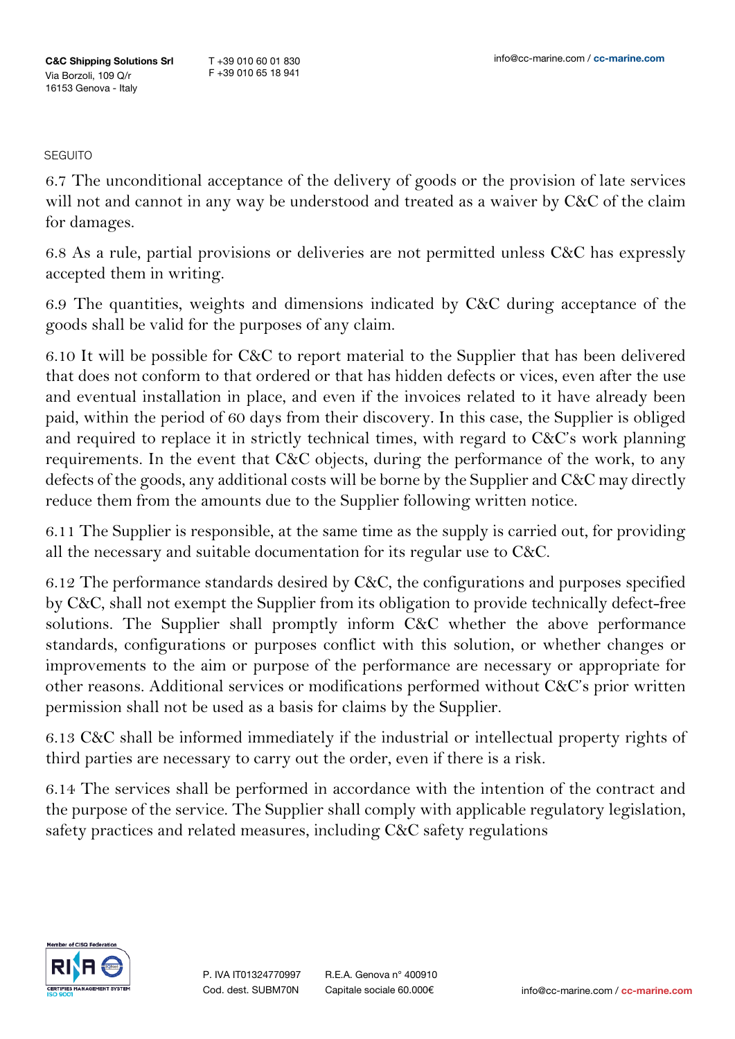SEGUITO

6.7 The unconditional acceptance of the delivery of goods or the provision of late services will not and cannot in any way be understood and treated as a waiver by C&C of the claim for damages.

6.8 As a rule, partial provisions or deliveries are not permitted unless C&C has expressly accepted them in writing.

6.9 The quantities, weights and dimensions indicated by C&C during acceptance of the goods shall be valid for the purposes of any claim.

6.10 It will be possible for C&C to report material to the Supplier that has been delivered that does not conform to that ordered or that has hidden defects or vices, even after the use and eventual installation in place, and even if the invoices related to it have already been paid, within the period of 60 days from their discovery. In this case, the Supplier is obliged and required to replace it in strictly technical times, with regard to C&C's work planning requirements. In the event that C&C objects, during the performance of the work, to any defects of the goods, any additional costs will be borne by the Supplier and C&C may directly reduce them from the amounts due to the Supplier following written notice.

6.11 The Supplier is responsible, at the same time as the supply is carried out, for providing all the necessary and suitable documentation for its regular use to C&C.

6.12 The performance standards desired by C&C, the configurations and purposes specified by C&C, shall not exempt the Supplier from its obligation to provide technically defect-free solutions. The Supplier shall promptly inform C&C whether the above performance standards, configurations or purposes conflict with this solution, or whether changes or improvements to the aim or purpose of the performance are necessary or appropriate for other reasons. Additional services or modifications performed without C&C's prior written permission shall not be used as a basis for claims by the Supplier.

6.13 C&C shall be informed immediately if the industrial or intellectual property rights of third parties are necessary to carry out the order, even if there is a risk.

6.14 The services shall be performed in accordance with the intention of the contract and the purpose of the service. The Supplier shall comply with applicable regulatory legislation, safety practices and related measures, including C&C safety regulations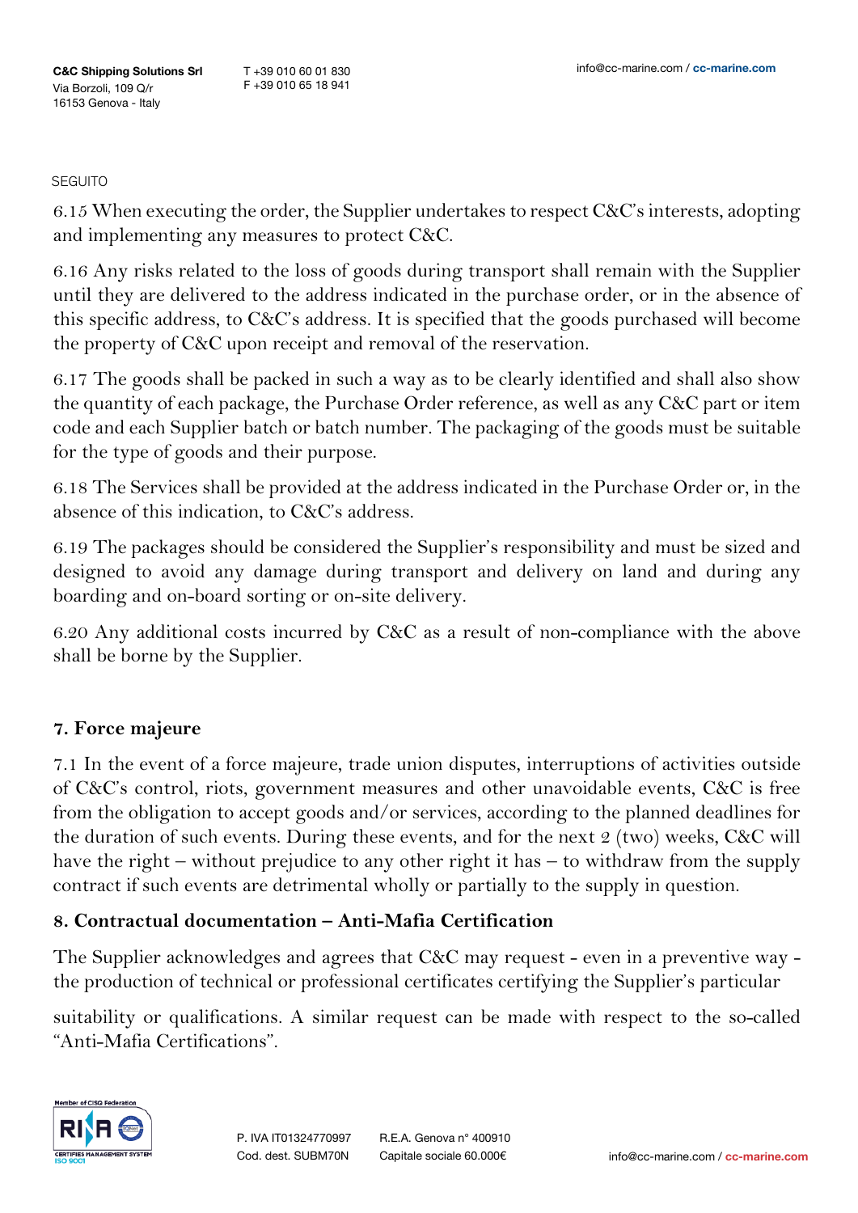SEGUITO

6.15 When executing the order, the Supplier undertakes to respect C&C's interests, adopting and implementing any measures to protect C&C.

6.16 Any risks related to the loss of goods during transport shall remain with the Supplier until they are delivered to the address indicated in the purchase order, or in the absence of this specific address, to C&C's address. It is specified that the goods purchased will become the property of C&C upon receipt and removal of the reservation.

6.17 The goods shall be packed in such a way as to be clearly identified and shall also show the quantity of each package, the Purchase Order reference, as well as any C&C part or item code and each Supplier batch or batch number. The packaging of the goods must be suitable for the type of goods and their purpose.

6.18 The Services shall be provided at the address indicated in the Purchase Order or, in the absence of this indication, to C&C's address.

6.19 The packages should be considered the Supplier's responsibility and must be sized and designed to avoid any damage during transport and delivery on land and during any boarding and on-board sorting or on-site delivery.

6.20 Any additional costs incurred by C&C as a result of non-compliance with the above shall be borne by the Supplier.

## 7. Force majeure

7.1 In the event of a force majeure, trade union disputes, interruptions of activities outside of C&C's control, riots, government measures and other unavoidable events, C&C is free from the obligation to accept goods and/or services, according to the planned deadlines for the duration of such events. During these events, and for the next 2 (two) weeks, C&C will have the right – without prejudice to any other right it has – to withdraw from the supply contract if such events are detrimental wholly or partially to the supply in question.

## 8. Contractual documentation – Anti-Mafia Certification

The Supplier acknowledges and agrees that C&C may request - even in a preventive way - the production of technical or professional certificates certifying the Supplier's particular suitability or qualifications. A similar request can be made with respect to the so-called "Anti-Mafia Certifications".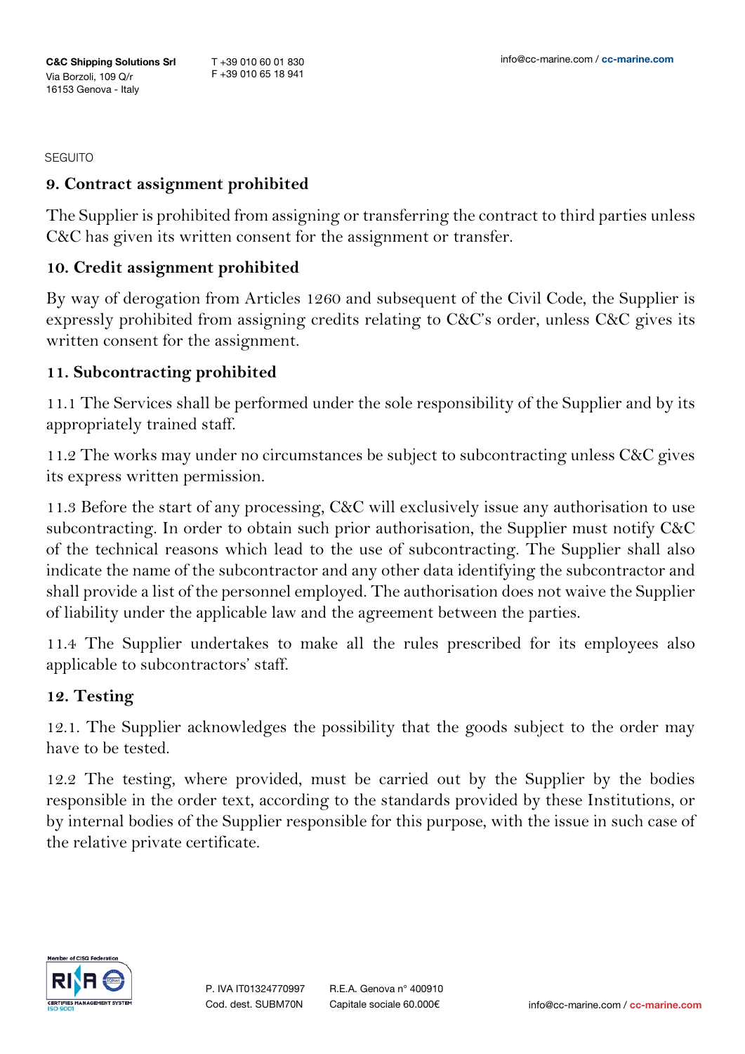SEGUITO

## 9. Contract assignment prohibited

The Supplier is prohibited from assigning or transferring the contract to third parties unless C&C has given its written consent for the assignment or transfer.

## 10. Credit assignment prohibited

By way of derogation from Articles 1260 and subsequent of the Civil Code, the Supplier is expressly prohibited from assigning credits relating to C&C's order, unless C&C gives its written consent for the assignment.

## 11. Subcontracting prohibited

11.1 The Services shall be performed under the sole responsibility of the Supplier and by its appropriately trained staff.

11.2 The works may under no circumstances be subject to subcontracting unless C&C gives its express written permission.

11.3 Before the start of any processing, C&C will exclusively issue any authorisation to use subcontracting. In order to obtain such prior authorisation, the Supplier must notify C&C of the technical reasons which lead to the use of subcontracting. The Supplier shall also indicate the name of the subcontractor and any other data identifying the subcontractor and shall provide a list of the personnel employed. The authorisation does not waive the Supplier of liability under the applicable law and the agreement between the parties.

11.4 The Supplier undertakes to make all the rules prescribed for its employees also applicable to subcontractors' staff.

## 12. Testing

12.1. The Supplier acknowledges the possibility that the goods subject to the order may have to be tested.

12.2 The testing, where provided, must be carried out by the Supplier by the bodies responsible in the order text, according to the standards provided by these Institutions, or by internal bodies of the Supplier responsible for this purpose, with the issue in such case of the relative private certificate.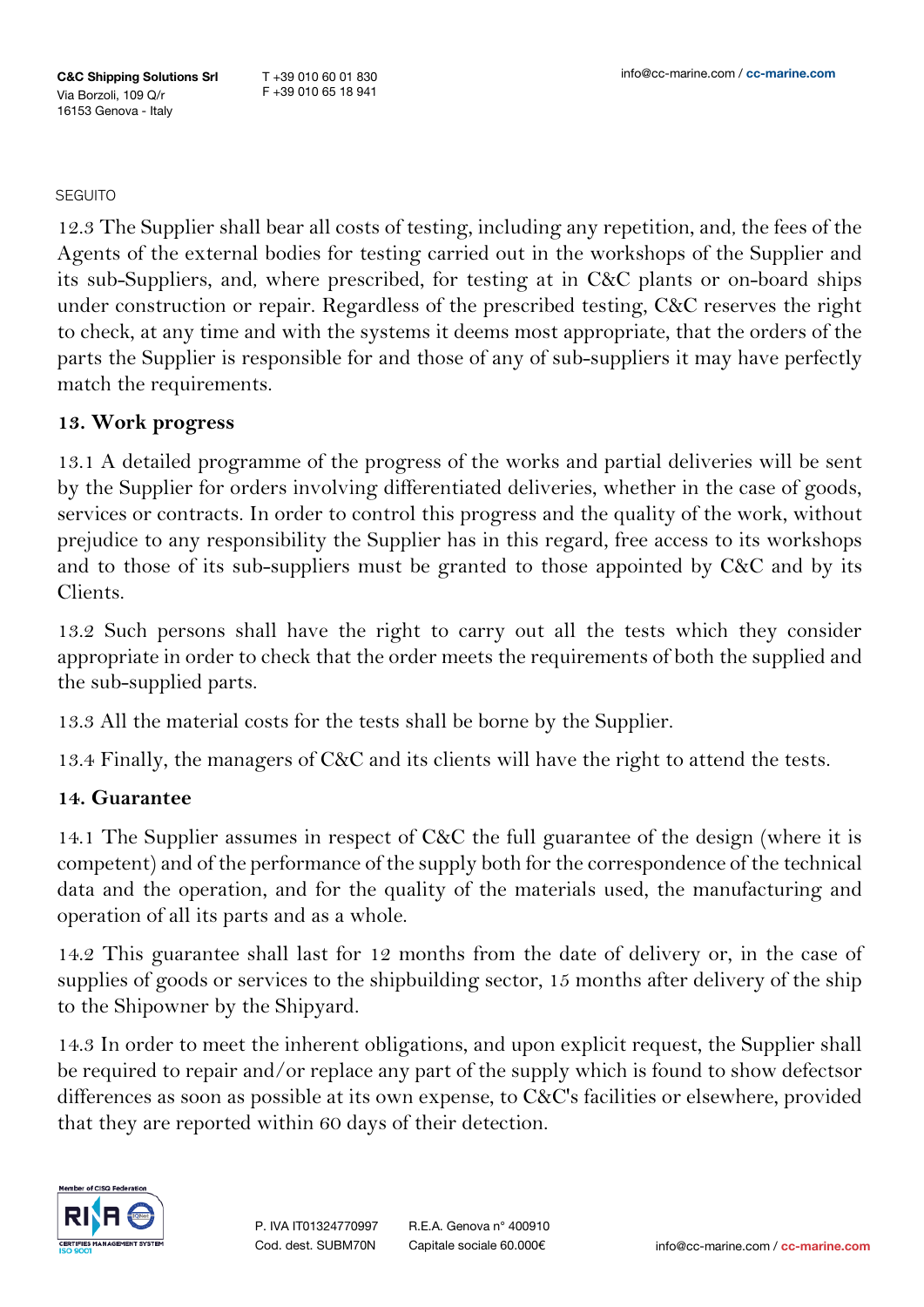SEGUITO

12.3 The Supplier shall bear all costs of testing, including any repetition, and, the fees of the Agents of the external bodies for testing carried out in the workshops of the Supplier and its sub-Suppliers, and, where prescribed, for testing at in C&C plants or on-board ships under construction or repair. Regardless of the prescribed testing, C&C reserves the right to check, at any time and with the systems it deems most appropriate, that the orders of the parts the Supplier is responsible for and those of any of sub-suppliers it may have perfectly match the requirements.

**13. Work progress**

13.1 A detailed programme of the progress of the works and partial deliveries will be sent by the Supplier for orders involving differentiated deliveries, whether in the case of goods, services or contracts. In order to control this progress and the quality of the work, without prejudice to any responsibility the Supplier has in this regard, free access to its workshops and to those of its sub-suppliers must be granted to those appointed by C&C and by its Clients.

13.2 Such persons shall have the right to carry out all the tests which they consider appropriate in order to check that the order meets the requirements of both the supplied and the sub-supplied parts.

13.3 All the material costs for the tests shall be borne by the Supplier.

13.4 Finally, the managers of C&C and its clients will have the right to attend the tests.

**14. Guarantee**

14.1 The Supplier assumes in respect of C&C the full guarantee of the design (where it is competent) and of the performance of the supply both for the correspondence of the technical data and the operation, and for the quality of the materials used, the manufacturing and operation of all its parts and as a whole.

14.2 This guarantee shall last for 12 months from the date of delivery or, in the case of supplies of goods or services to the shipbuilding sector, 15 months after delivery of the ship to the Shipowner by the Shipyard.

14.3 In order to meet the inherent obligations, and upon explicit request, the Supplier shall be required to repair and/or replace any part of the supply which is found to show defectsor differences as soon as possible at its own expense, to C&C's facilities or elsewhere, provided that they are reported within 60 days of their detection.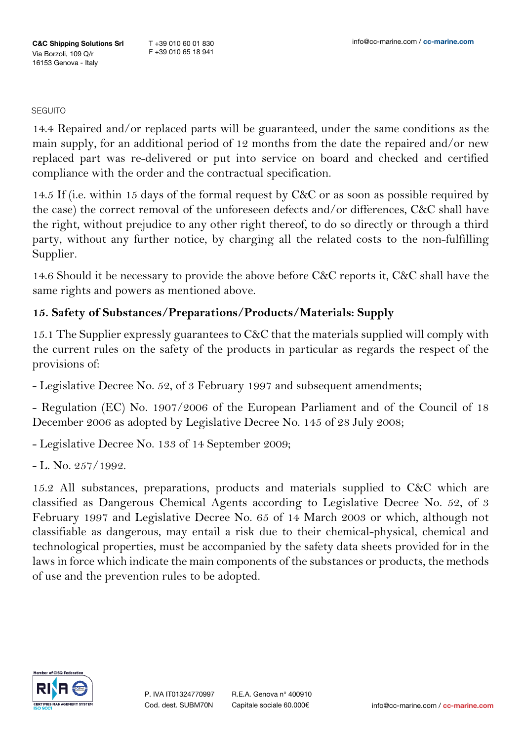SEGUITO

14.4 Repaired and/or replaced parts will be guaranteed, under the same conditions as the main supply, for an additional period of 12 months from the date the repaired and/or new replaced part was re-delivered or put into service on board and checked and certified compliance with the order and the contractual specification.

14.5 If (i.e. within 15 days of the formal request by C&C or as soon as possible required by the case) the correct removal of the unforeseen defects and/or differences, C&C shall have the right, without prejudice to any other right thereof, to do so directly or through a third party, without any further notice, by charging all the related costs to the non-fulfilling Supplier.

14.6 Should it be necessary to provide the above before C&C reports it, C&C shall have the same rights and powers as mentioned above.

## 15. Safety of Substances/Preparations/Products/Materials: Supply

15.1 The Supplier expressly guarantees to C&C that the materials supplied will comply with the current rules on the safety of the products in particular as regards the respect of the provisions of:

- Legislative Decree No. 52, of 3 February 1997 and subsequent amendments;

- Regulation (EC) No. 1907/2006 of the European Parliament and of the Council of 18 December 2006 as adopted by Legislative Decree No. 145 of 28 July 2008;

- Legislative Decree No. 133 of 14 September 2009;

- L. No. 257/1992.

15.2 All substances, preparations, products and materials supplied to C&C which are classified as Dangerous Chemical Agents according to Legislative Decree No. 52, of 3 February 1997 and Legislative Decree No. 65 of 14 March 2003 or which, although not classifiable as dangerous, may entail a risk due to their chemical-physical, chemical and technological properties, must be accompanied by the safety data sheets provided for in the laws in force which indicate the main components of the substances or products, the methods of use and the prevention rules to be adopted.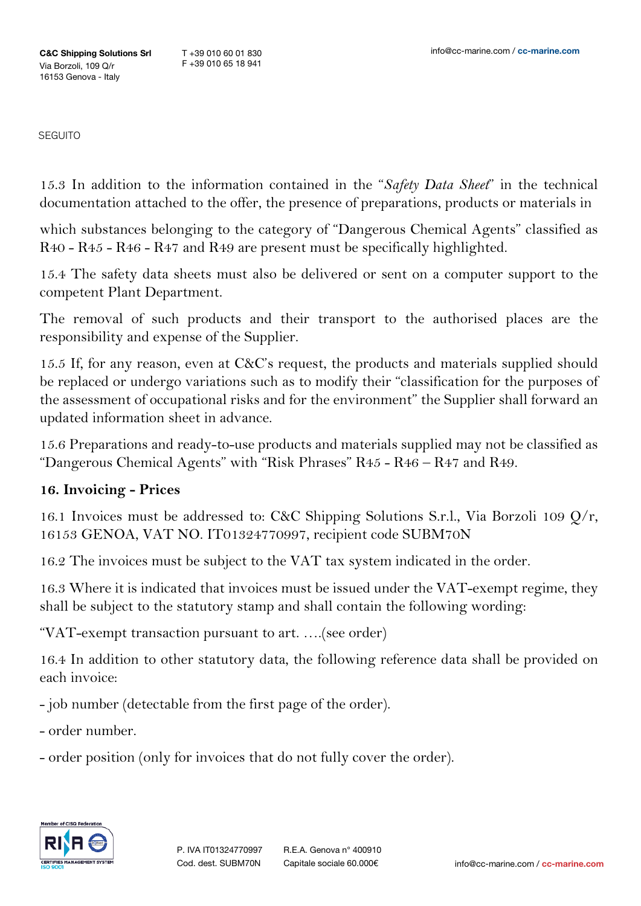SEGUITO

15.3 In addition to the information contained in the "*Safety Data Sheet*" in the technical documentation attached to the offer, the presence of preparations, products or materials in which substances belonging to the category of "Dangerous Chemical Agents" classified as R40 - R45 - R46 - R47 and R49 are present must be specifically highlighted.

15.4 The safety data sheets must also be delivered or sent on a computer support to the competent Plant Department.

The removal of such products and their transport to the authorised places are the responsibility and expense of the Supplier.

15.5 If, for any reason, even at C&C's request, the products and materials supplied should be replaced or undergo variations such as to modify their "classification for the purposes of the assessment of occupational risks and for the environment" the Supplier shall forward an updated information sheet in advance.

15.6 Preparations and ready-to-use products and materials supplied may not be classified as "Dangerous Chemical Agents" with "Risk Phrases" R45 - R46 – R47 and R49.

## 16. Invoicing - Prices

16.1 Invoices must be addressed to: C&C Shipping Solutions S.r.l., Via Borzoli 109 Q/r, 16153 GENOA, VAT NO. IT01324770997, recipient code SUBM70N

16.2 The invoices must be subject to the VAT tax system indicated in the order.

16.3 Where it is indicated that invoices must be issued under the VAT-exempt regime, they shall be subject to the statutory stamp and shall contain the following wording:

"VAT-exempt transaction pursuant to art. ….(see order)

16.4 In addition to other statutory data, the following reference data shall be provided on each invoice:

- job number (detectable from the first page of the order).
- order number.
- order position (only for invoices that do not fully cover the order).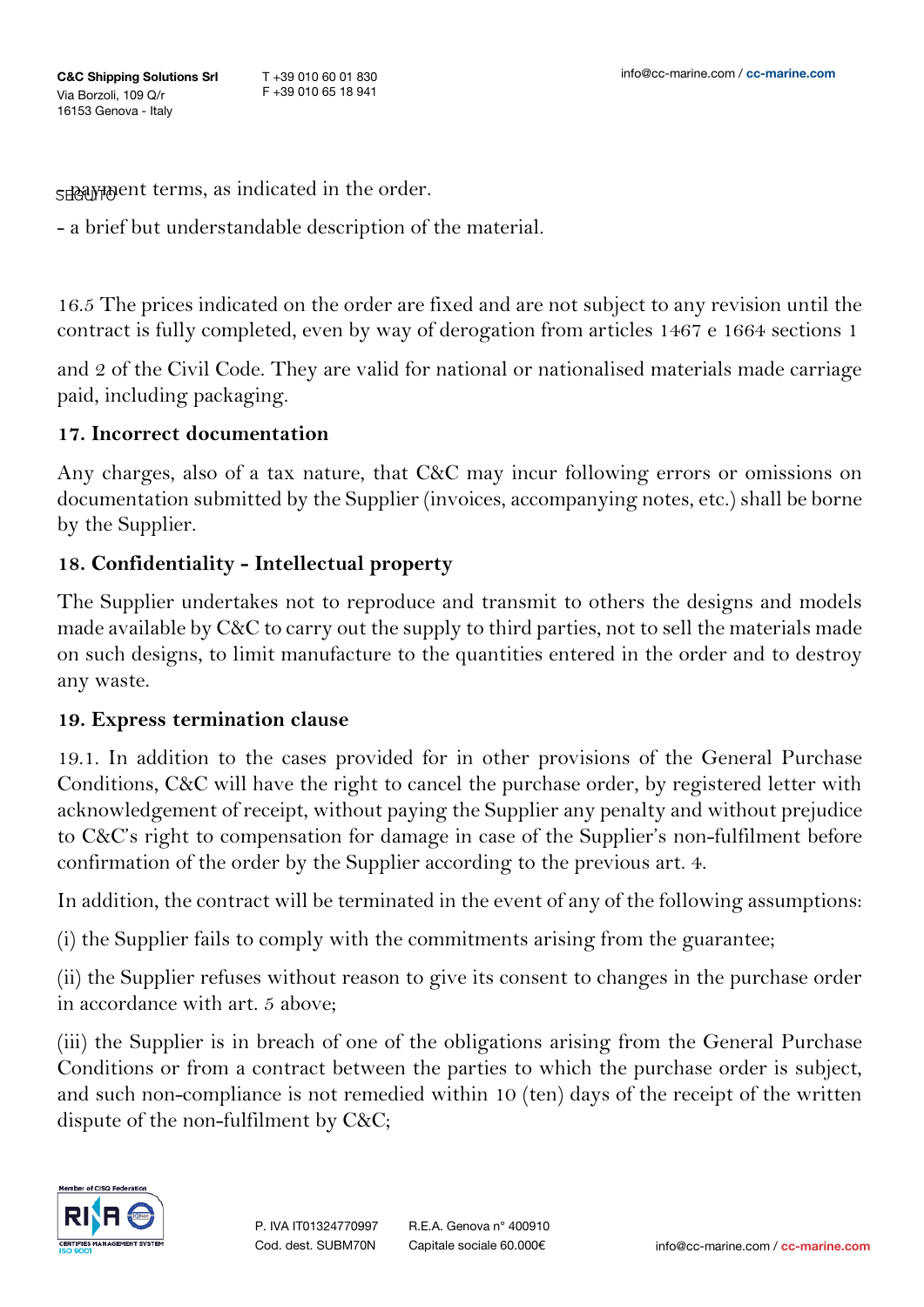- payment terms, as indicated in the order.

- a brief but understandable description of the material.

16.5 The prices indicated on the order are fixed and are not subject to any revision until the contract is fully completed, even by way of derogation from articles 1467 e 1664 sections 1

and 2 of the Civil Code. They are valid for national or nationalised materials made carriage paid, including packaging.

## 17. Incorrect documentation

Any charges, also of a tax nature, that C&C may incur following errors or omissions on documentation submitted by the Supplier (invoices, accompanying notes, etc.) shall be borne by the Supplier.

## 18. Confidentiality - Intellectual property

The Supplier undertakes not to reproduce and transmit to others the designs and models made available by C&C to carry out the supply to third parties, not to sell the materials made on such designs, to limit manufacture to the quantities entered in the order and to destroy any waste.

## 19. Express termination clause

19.1. In addition to the cases provided for in other provisions of the General Purchase Conditions, C&C will have the right to cancel the purchase order, by registered letter with acknowledgement of receipt, without paying the Supplier any penalty and without prejudice to C&C's right to compensation for damage in case of the Supplier's non-fulfilment before confirmation of the order by the Supplier according to the previous art. 4.

In addition, the contract will be terminated in the event of any of the following assumptions:

(i) the Supplier fails to comply with the commitments arising from the guarantee;

(ii) the Supplier refuses without reason to give its consent to changes in the purchase order in accordance with art. 5 above;

(iii) the Supplier is in breach of one of the obligations arising from the General Purchase Conditions or from a contract between the parties to which the purchase order is subject, and such non-compliance is not remedied within 10 (ten) days of the receipt of the written dispute of the non-fulfilment by C&C;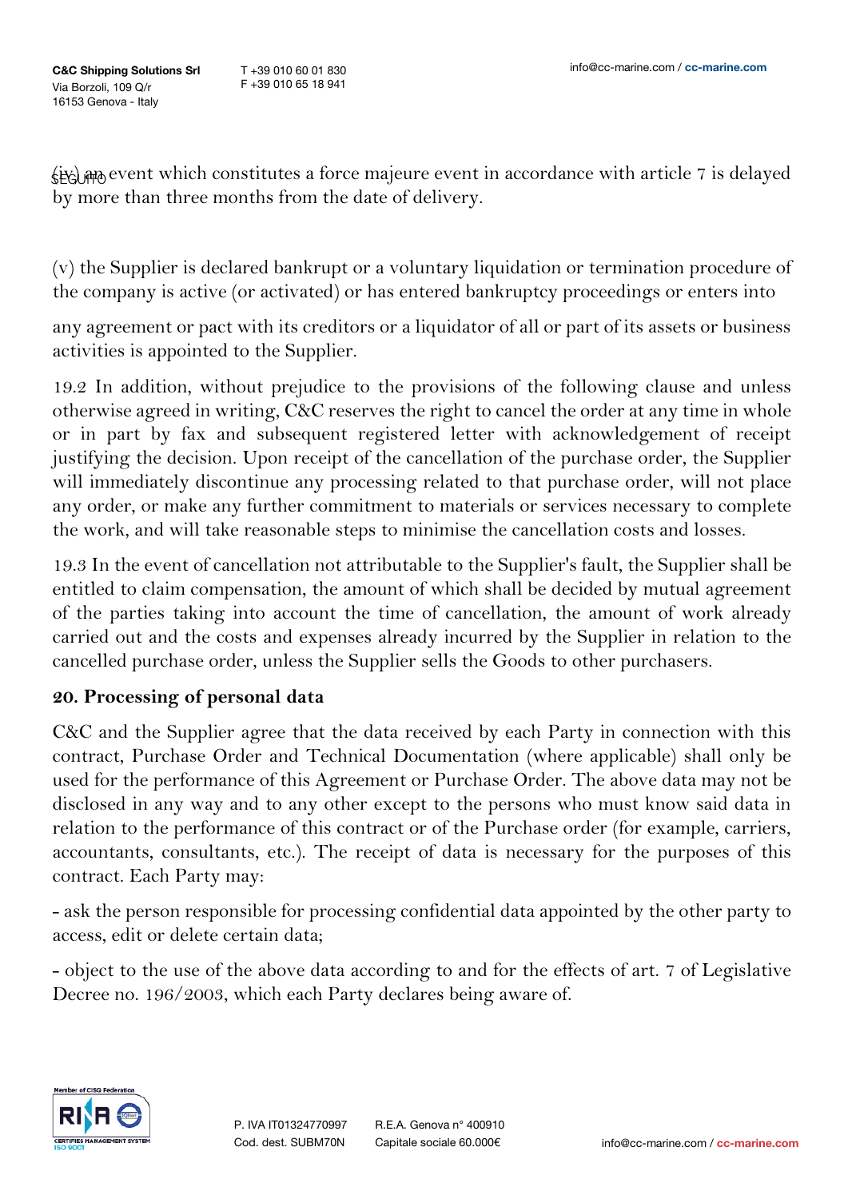(iv) an event which constitutes a force majeure event in accordance with article 7 is delayed by more than three months from the date of delivery.

(v) the Supplier is declared bankrupt or a voluntary liquidation or termination procedure of the company is active (or activated) or has entered bankruptcy proceedings or enters into

any agreement or pact with its creditors or a liquidator of all or part of its assets or business activities is appointed to the Supplier.

19.2 In addition, without prejudice to the provisions of the following clause and unless otherwise agreed in writing, C&C reserves the right to cancel the order at any time in whole or in part by fax and subsequent registered letter with acknowledgement of receipt justifying the decision. Upon receipt of the cancellation of the purchase order, the Supplier will immediately discontinue any processing related to that purchase order, will not place any order, or make any further commitment to materials or services necessary to complete the work, and will take reasonable steps to minimise the cancellation costs and losses.

19.3 In the event of cancellation not attributable to the Supplier's fault, the Supplier shall be entitled to claim compensation, the amount of which shall be decided by mutual agreement of the parties taking into account the time of cancellation, the amount of work already carried out and the costs and expenses already incurred by the Supplier in relation to the cancelled purchase order, unless the Supplier sells the Goods to other purchasers.

## 20. Processing of personal data

C&C and the Supplier agree that the data received by each Party in connection with this contract, Purchase Order and Technical Documentation (where applicable) shall only be used for the performance of this Agreement or Purchase Order. The above data may not be disclosed in any way and to any other except to the persons who must know said data in relation to the performance of this contract or of the Purchase order (for example, carriers, accountants, consultants, etc.). The receipt of data is necessary for the purposes of this contract. Each Party may:

- ask the person responsible for processing confidential data appointed by the other party to access, edit or delete certain data;

- object to the use of the above data according to and for the effects of art. 7 of Legislative Decree no. 196/2003, which each Party declares being aware of.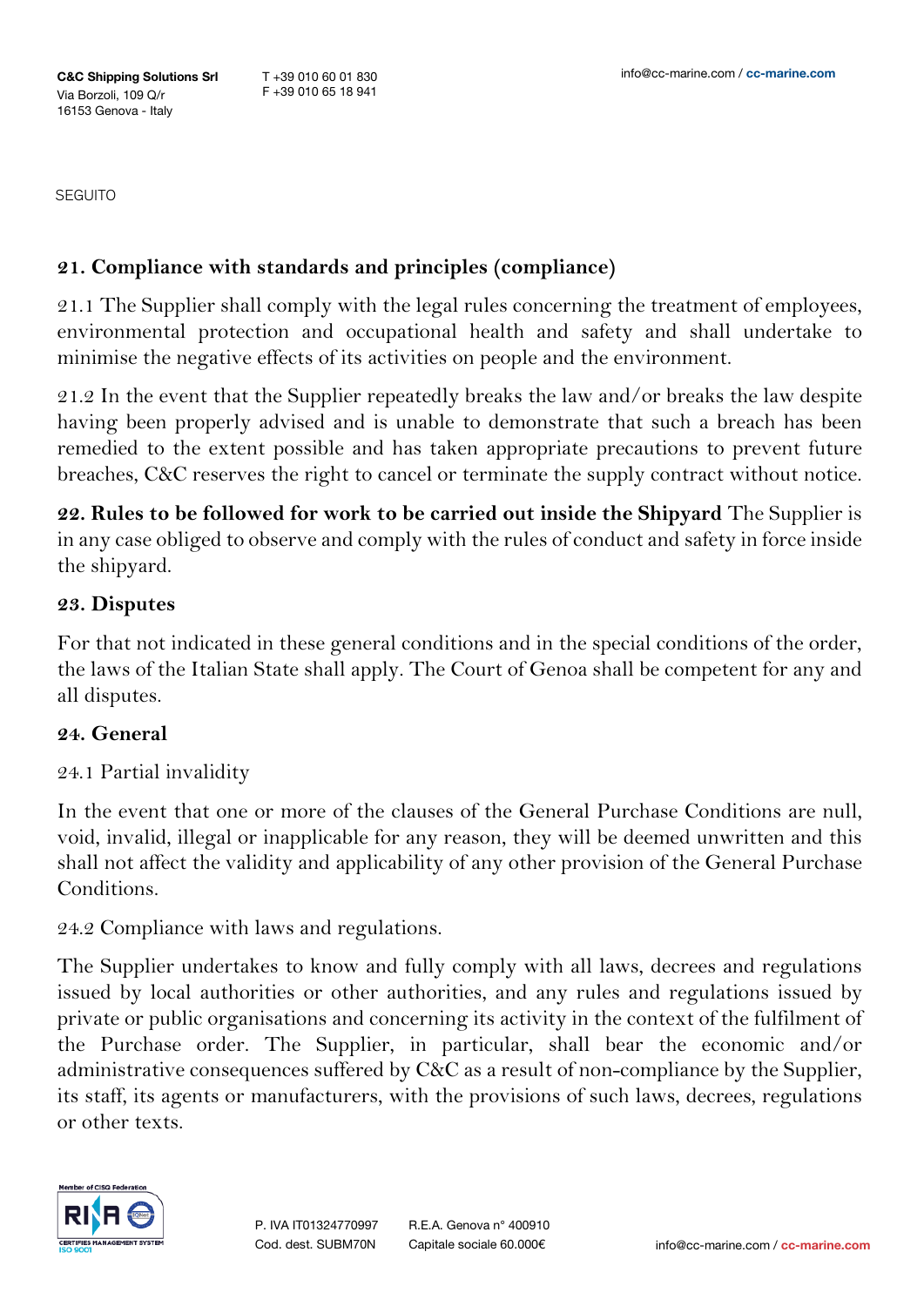SEGUITO

## 21. Compliance with standards and principles (compliance)

21.1 The Supplier shall comply with the legal rules concerning the treatment of employees, environmental protection and occupational health and safety and shall undertake to minimise the negative effects of its activities on people and the environment.

21.2 In the event that the Supplier repeatedly breaks the law and/or breaks the law despite having been properly advised and is unable to demonstrate that such a breach has been remedied to the extent possible and has taken appropriate precautions to prevent future breaches, C&C reserves the right to cancel or terminate the supply contract without notice.

**22. Rules to be followed for work to be carried out inside the Shipyard** The Supplier is in any case obliged to observe and comply with the rules of conduct and safety in force inside the shipyard.

## 23. Disputes

For that not indicated in these general conditions and in the special conditions of the order, the laws of the Italian State shall apply. The Court of Genoa shall be competent for any and all disputes.

## 24. General

24.1 Partial invalidity

In the event that one or more of the clauses of the General Purchase Conditions are null, void, invalid, illegal or inapplicable for any reason, they will be deemed unwritten and this shall not affect the validity and applicability of any other provision of the General Purchase Conditions.

24.2 Compliance with laws and regulations.

The Supplier undertakes to know and fully comply with all laws, decrees and regulations issued by local authorities or other authorities, and any rules and regulations issued by private or public organisations and concerning its activity in the context of the fulfilment of the Purchase order. The Supplier, in particular, shall bear the economic and/or administrative consequences suffered by C&C as a result of non-compliance by the Supplier, its staff, its agents or manufacturers, with the provisions of such laws, decrees, regulations or other texts.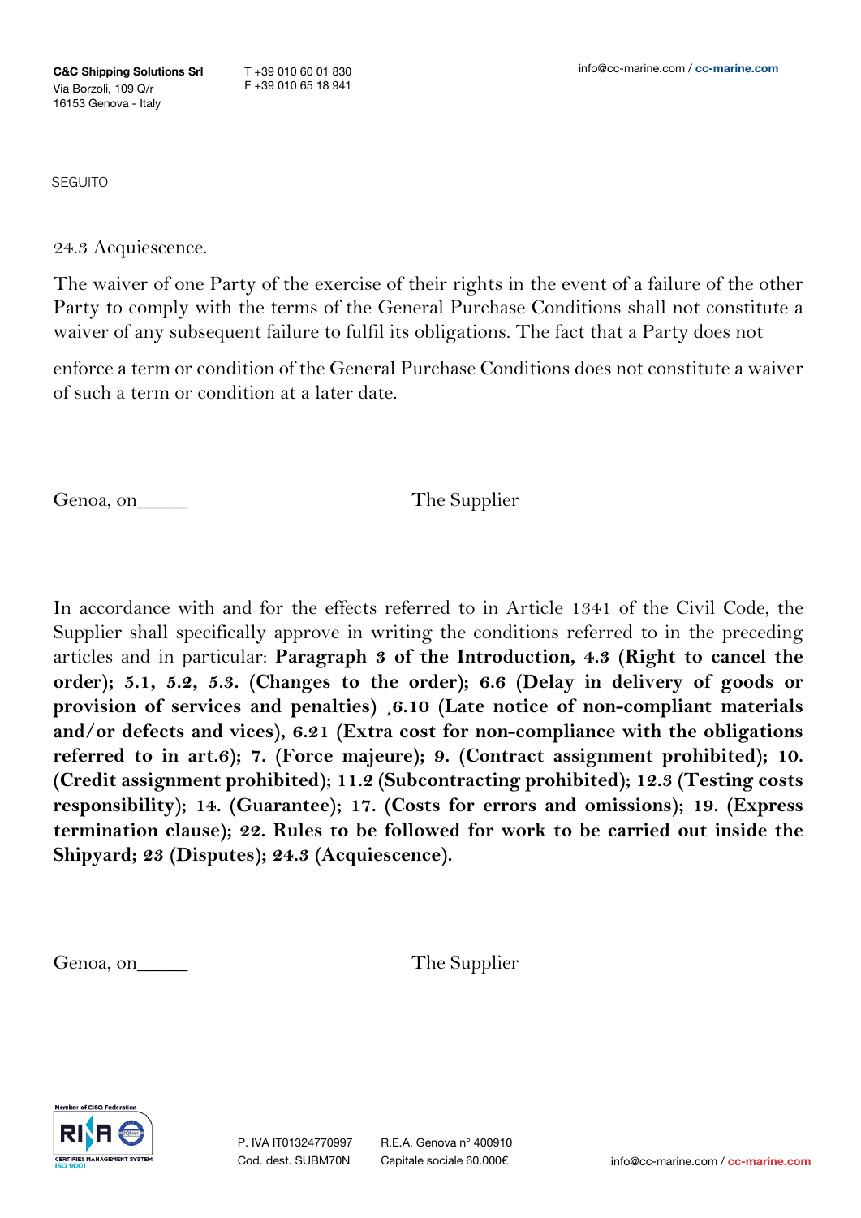SEGUITO

24.3 Acquiescence.

The waiver of one Party of the exercise of their rights in the event of a failure of the other Party to comply with the terms of the General Purchase Conditions shall not constitute a waiver of any subsequent failure to fulfil its obligations. The fact that a Party does not

enforce a term or condition of the General Purchase Conditions does not constitute a waiver of such a term or condition at a later date.

Genoa, on_____ The Supplier

In accordance with and for the effects referred to in Article 1341 of the Civil Code, the Supplier shall specifically approve in writing the conditions referred to in the preceding articles and in particular: **Paragraph 3 of the Introduction, 4.3 (Right to cancel the order); 5.1, 5.2, 5.3. (Changes to the order); 6.6 (Delay in delivery of goods or provision of services and penalties) ¸6.10 (Late notice of non-compliant materials and/or defects and vices), 6.21 (Extra cost for non-compliance with the obligations referred to in art.6); 7. (Force majeure); 9. (Contract assignment prohibited); 10. (Credit assignment prohibited); 11.2 (Subcontracting prohibited); 12.3 (Testing costs responsibility); 14. (Guarantee); 17. (Costs for errors and omissions); 19. (Express termination clause); 22. Rules to be followed for work to be carried out inside the Shipyard; 23 (Disputes); 24.3 (Acquiescence).**

Genoa, on_____ The Supplier